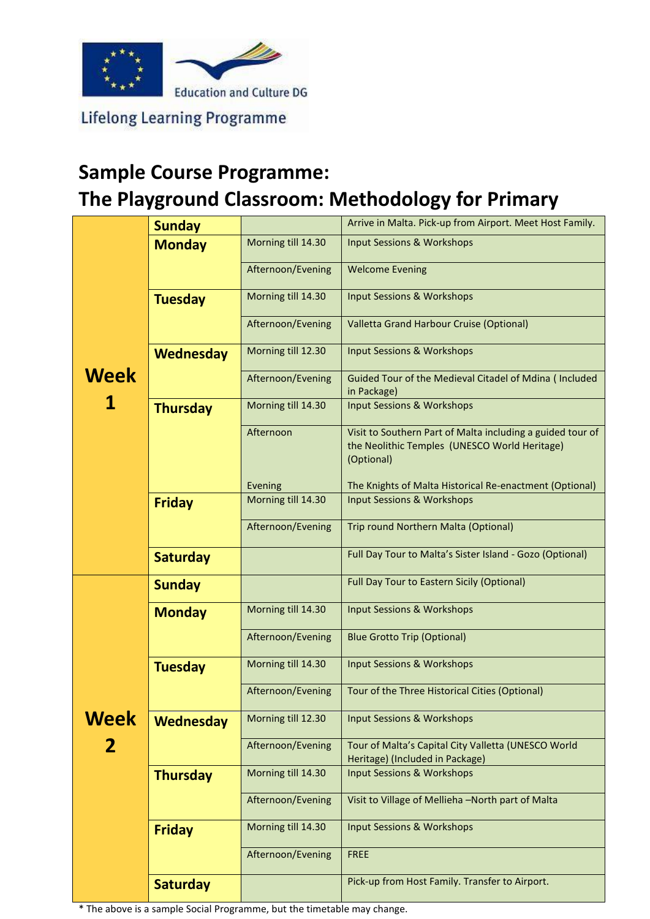Education and Culture DG

Lifelong Learning Programme

# Sample Course Programme:
# The Playground Classroom: Methodology for Primary

| Week | Day | Time | Activity |
|---|---|---|---|
| Week 1 | Sunday | | Arrive in Malta. Pick-up from Airport. Meet Host Family. |
| | Monday | Morning till 14.30 | Input Sessions & Workshops |
| | | Afternoon/Evening | Welcome Evening |
| | Tuesday | Morning till 14.30 | Input Sessions & Workshops |
| | | Afternoon/Evening | Valletta Grand Harbour Cruise (Optional) |
| | Wednesday | Morning till 12.30 | Input Sessions & Workshops |
| | | Afternoon/Evening | Guided Tour of the Medieval Citadel of Mdina ( Included in Package) |
| | Thursday | Morning till 14.30 | Input Sessions & Workshops |
| | | Afternoon | Visit to Southern Part of Malta including a guided tour of the Neolithic Temples (UNESCO World Heritage) (Optional) |
| | | Evening | The Knights of Malta Historical Re-enactment (Optional) |
| | Friday | Morning till 14.30 | Input Sessions & Workshops |
| | | Afternoon/Evening | Trip round Northern Malta (Optional) |
| | Saturday | | Full Day Tour to Malta's Sister Island - Gozo (Optional) |
| Week 2 | Sunday | | Full Day Tour to Eastern Sicily (Optional) |
| | Monday | Morning till 14.30 | Input Sessions & Workshops |
| | | Afternoon/Evening | Blue Grotto Trip (Optional) |
| | Tuesday | Morning till 14.30 | Input Sessions & Workshops |
| | | Afternoon/Evening | Tour of the Three Historical Cities (Optional) |
| | Wednesday | Morning till 12.30 | Input Sessions & Workshops |
| | | Afternoon/Evening | Tour of Malta's Capital City Valletta (UNESCO World Heritage) (Included in Package) |
| | Thursday | Morning till 14.30 | Input Sessions & Workshops |
| | | Afternoon/Evening | Visit to Village of Mellieha –North part of Malta |
| | Friday | Morning till 14.30 | Input Sessions & Workshops |
| | | Afternoon/Evening | FREE |
| | Saturday | | Pick-up from Host Family. Transfer to Airport. |

* The above is a sample Social Programme, but the timetable may change.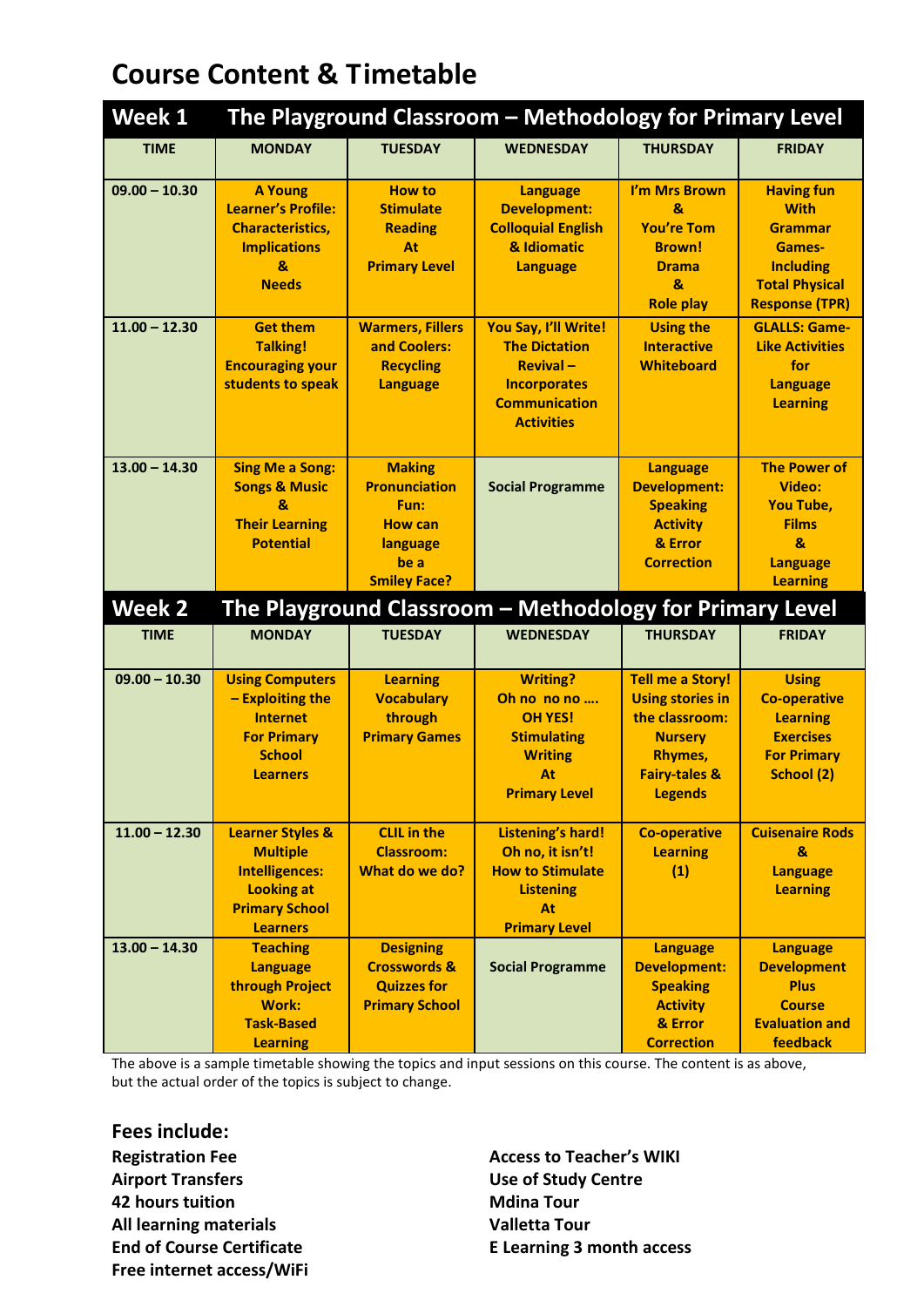# Course Content & Timetable

## Week 1 The Playground Classroom – Methodology for Primary Level

| TIME | MONDAY | TUESDAY | WEDNESDAY | THURSDAY | FRIDAY |
|---|---|---|---|---|---|
| 09.00 – 10.30 | **A Young Learner's Profile: Characteristics, Implications & Needs** | **How to Stimulate Reading At Primary Level** | **Language Development: Colloquial English & Idiomatic Language** | **I'm Mrs Brown & You're Tom Brown! Drama & Role play** | **Having fun With Grammar Games- Including Total Physical Response (TPR)** |
| 11.00 – 12.30 | **Get them Talking! Encouraging your students to speak** | **Warmers, Fillers and Coolers: Recycling Language** | **You Say, I'll Write! The Dictation Revival – Incorporates Communication Activities** | **Using the Interactive Whiteboard** | **GLALLS: Game-Like Activities for Language Learning** |
| 13.00 – 14.30 | **Sing Me a Song: Songs & Music & Their Learning Potential** | **Making Pronunciation Fun: How can language be a Smiley Face?** | **Social Programme** | **Language Development: Speaking Activity & Error Correction** | **The Power of Video: You Tube, Films & Language Learning** |

## Week 2 The Playground Classroom – Methodology for Primary Level

| TIME | MONDAY | TUESDAY | WEDNESDAY | THURSDAY | FRIDAY |
|---|---|---|---|---|---|
| 09.00 – 10.30 | **Using Computers – Exploiting the Internet For Primary School Learners** | **Learning Vocabulary through Primary Games** | **Writing? Oh no no no …. OH YES! Stimulating Writing At Primary Level** | **Tell me a Story! Using stories in the classroom: Nursery Rhymes, Fairy-tales & Legends** | **Using Co-operative Learning Exercises For Primary School (2)** |
| 11.00 – 12.30 | **Learner Styles & Multiple Intelligences: Looking at Primary School Learners** | **CLIL in the Classroom: What do we do?** | **Listening's hard! Oh no, it isn't! How to Stimulate Listening At Primary Level** | **Co-operative Learning (1)** | **Cuisenaire Rods & Language Learning** |
| 13.00 – 14.30 | **Teaching Language through Project Work: Task-Based Learning** | **Designing Crosswords & Quizzes for Primary School** | **Social Programme** | **Language Development: Speaking Activity & Error Correction** | **Language Development Plus Course Evaluation and feedback** |

The above is a sample timetable showing the topics and input sessions on this course. The content is as above, but the actual order of the topics is subject to change.

## Fees include:

**Registration Fee**
**Airport Transfers**
**42 hours tuition**
**All learning materials**
**End of Course Certificate**
**Free internet access/WiFi**
**Access to Teacher's WIKI**
**Use of Study Centre**
**Mdina Tour**
**Valletta Tour**
**E Learning 3 month access**